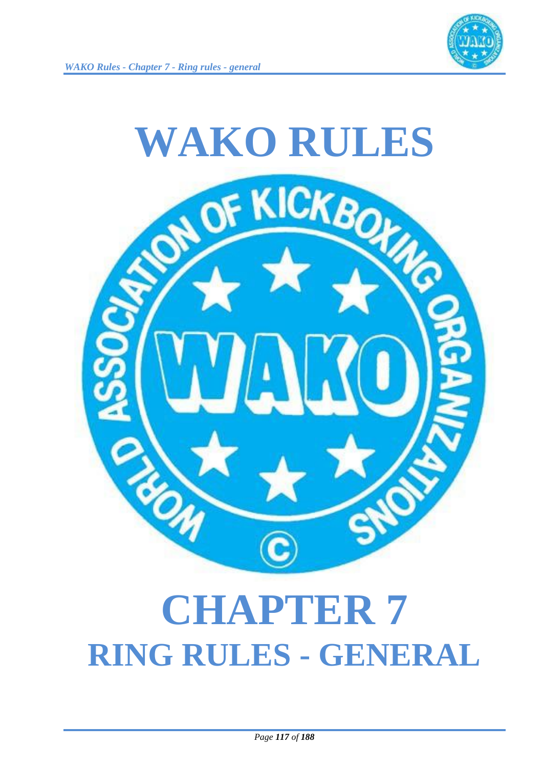# WAKO RULES

# CHAPTER 7

## RING RULES - GENERAL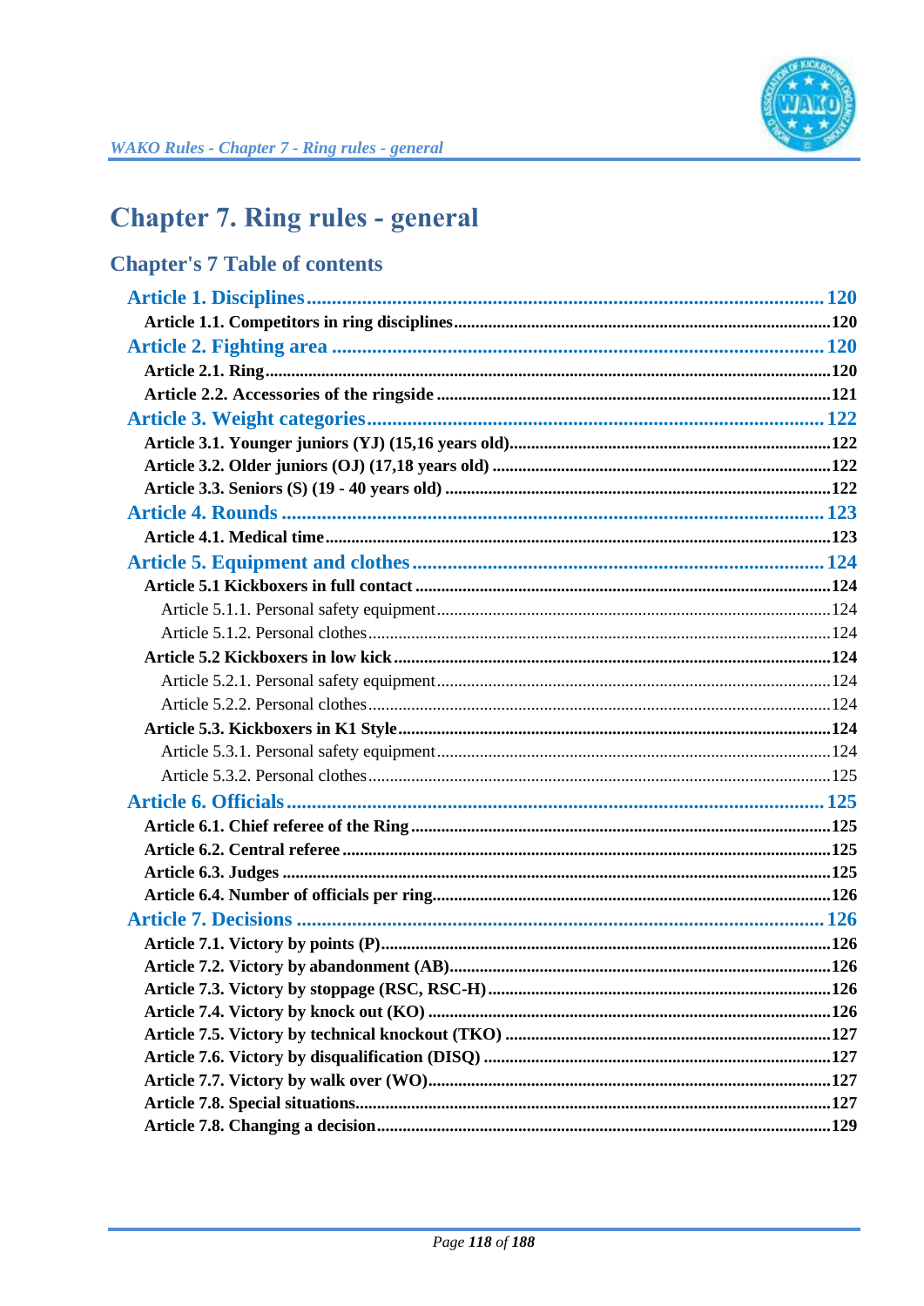# Chapter 7. Ring rules - general

## Chapter's 7 Table of contents

- Article 1. Disciplines ........................................ 120
  - Article 1.1. Competitors in ring disciplines ........................................ 120
- Article 2. Fighting area ........................................ 120
  - Article 2.1. Ring ........................................ 120
  - Article 2.2. Accessories of the ringside ........................................ 121
- Article 3. Weight categories ........................................ 122
  - Article 3.1. Younger juniors (YJ) (15,16 years old) ........................................ 122
  - Article 3.2. Older juniors (OJ) (17,18 years old) ........................................ 122
  - Article 3.3. Seniors (S) (19 - 40 years old) ........................................ 122
- Article 4. Rounds ........................................ 123
  - Article 4.1. Medical time ........................................ 123
- Article 5. Equipment and clothes ........................................ 124
  - Article 5.1 Kickboxers in full contact ........................................ 124
    - Article 5.1.1. Personal safety equipment ........................................ 124
    - Article 5.1.2. Personal clothes ........................................ 124
  - Article 5.2 Kickboxers in low kick ........................................ 124
    - Article 5.2.1. Personal safety equipment ........................................ 124
    - Article 5.2.2. Personal clothes ........................................ 124
  - Article 5.3. Kickboxers in K1 Style ........................................ 124
    - Article 5.3.1. Personal safety equipment ........................................ 124
    - Article 5.3.2. Personal clothes ........................................ 125
- Article 6. Officials ........................................ 125
  - Article 6.1. Chief referee of the Ring ........................................ 125
  - Article 6.2. Central referee ........................................ 125
  - Article 6.3. Judges ........................................ 125
  - Article 6.4. Number of officials per ring ........................................ 126
- Article 7. Decisions ........................................ 126
  - Article 7.1. Victory by points (P) ........................................ 126
  - Article 7.2. Victory by abandonment (AB) ........................................ 126
  - Article 7.3. Victory by stoppage (RSC, RSC-H) ........................................ 126
  - Article 7.4. Victory by knock out (KO) ........................................ 126
  - Article 7.5. Victory by technical knockout (TKO) ........................................ 127
  - Article 7.6. Victory by disqualification (DISQ) ........................................ 127
  - Article 7.7. Victory by walk over (WO) ........................................ 127
  - Article 7.8. Special situations ........................................ 127
  - Article 7.8. Changing a decision ........................................ 129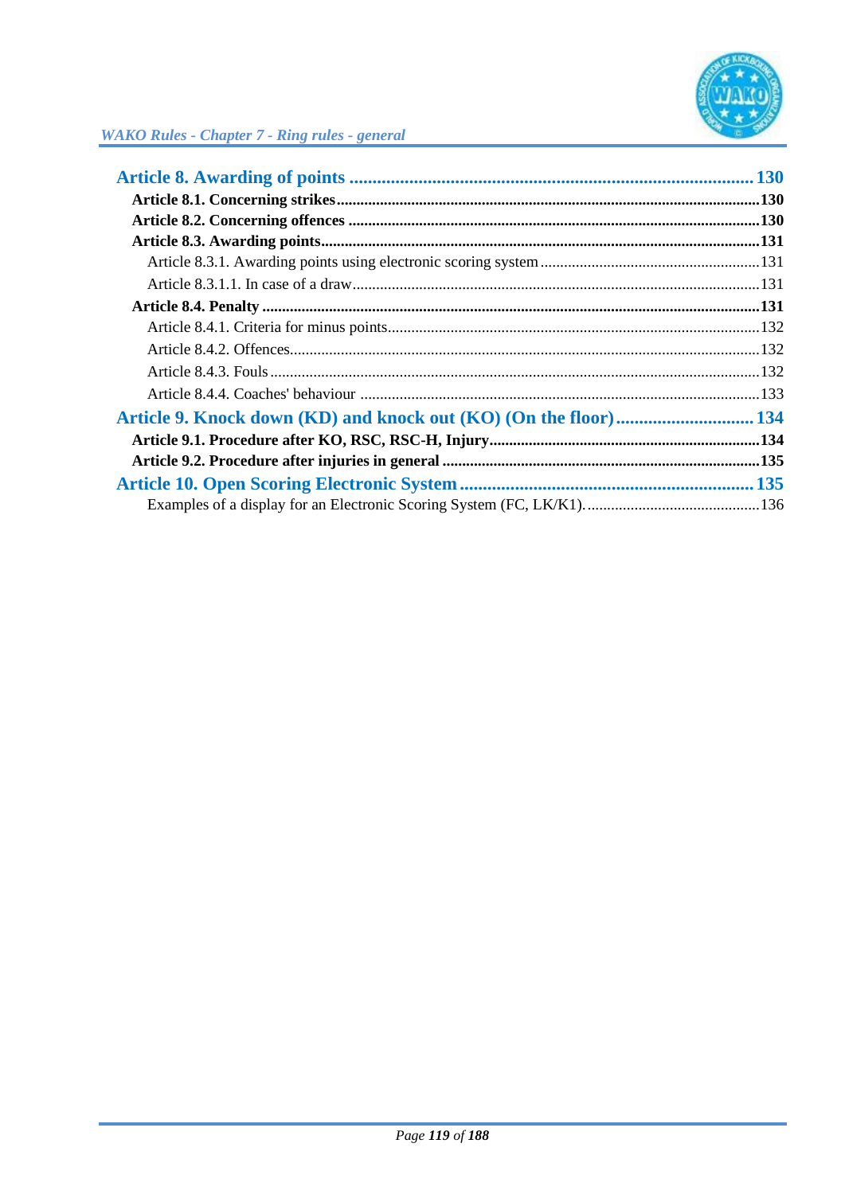**Article 8. Awarding of points** ........................................................................................ 130

**Article 8.1. Concerning strikes** ........................................................................................ 130

**Article 8.2. Concerning offences** ...................................................................................... 130

**Article 8.3. Awarding points** ............................................................................................ 131

Article 8.3.1. Awarding points using electronic scoring system ........................................ 131

Article 8.3.1.1. In case of a draw ........................................................................................ 131

**Article 8.4. Penalty** .......................................................................................................... 131

Article 8.4.1. Criteria for minus points ................................................................................ 132

Article 8.4.2. Offences ......................................................................................................... 132

Article 8.4.3. Fouls .............................................................................................................. 132

Article 8.4.4. Coaches' behaviour ....................................................................................... 133

**Article 9. Knock down (KD) and knock out (KO) (On the floor)** ............................. 134

**Article 9.1. Procedure after KO, RSC, RSC-H, Injury** .................................................... 134

**Article 9.2. Procedure after injuries in general** ................................................................ 135

**Article 10. Open Scoring Electronic System** ................................................................ 135

Examples of a display for an Electronic Scoring System (FC, LK/K1). ............................ 136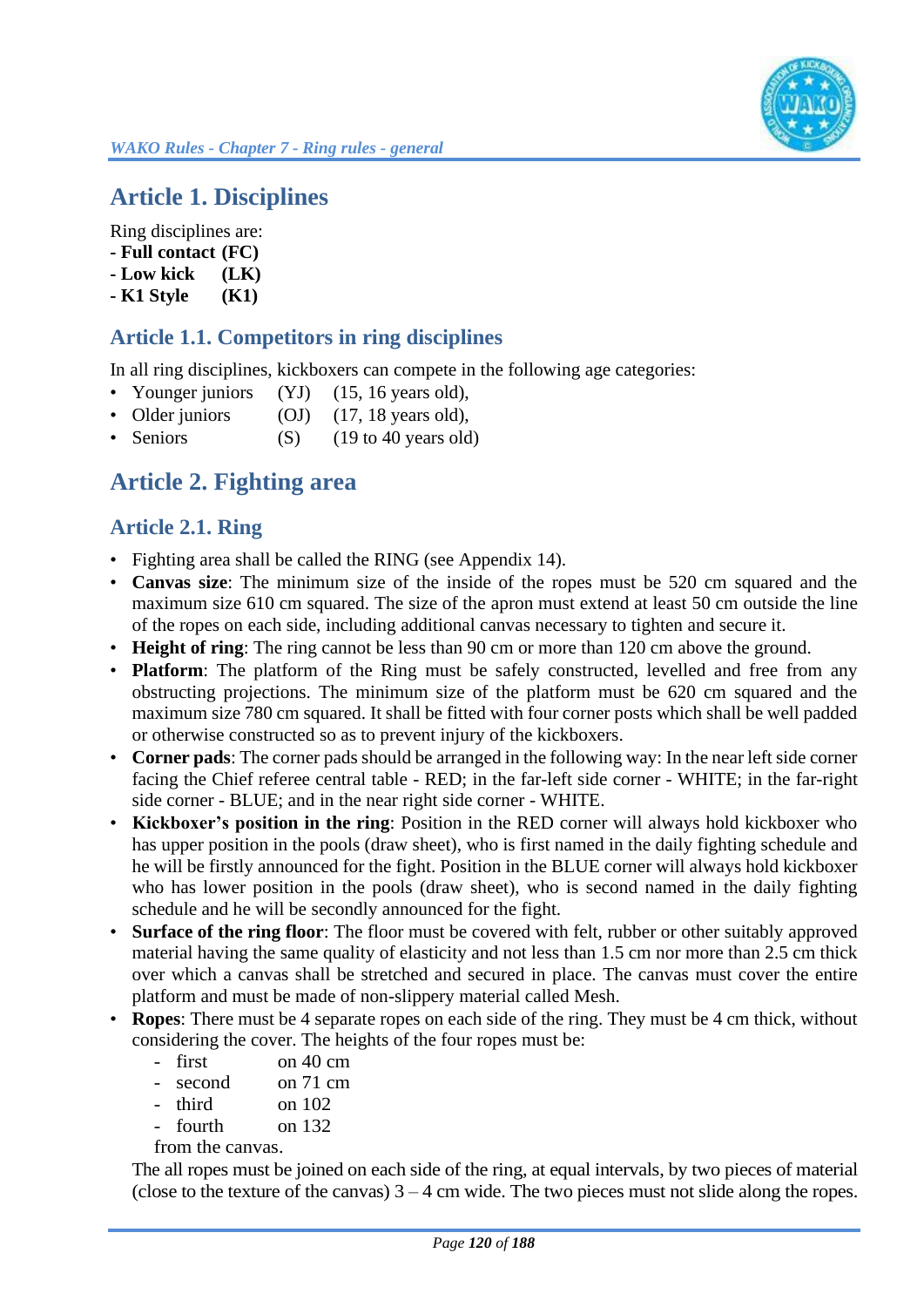# Article 1. Disciplines

Ring disciplines are:
- **Full contact (FC)**
- **Low kick (LK)**
- **K1 Style (K1)**

## Article 1.1. Competitors in ring disciplines

In all ring disciplines, kickboxers can compete in the following age categories:

- Younger juniors (YJ) (15, 16 years old),
- Older juniors (OJ) (17, 18 years old),
- Seniors (S) (19 to 40 years old)

# Article 2. Fighting area

## Article 2.1. Ring

- Fighting area shall be called the RING (see Appendix 14).
- **Canvas size**: The minimum size of the inside of the ropes must be 520 cm squared and the maximum size 610 cm squared. The size of the apron must extend at least 50 cm outside the line of the ropes on each side, including additional canvas necessary to tighten and secure it.
- **Height of ring**: The ring cannot be less than 90 cm or more than 120 cm above the ground.
- **Platform**: The platform of the Ring must be safely constructed, levelled and free from any obstructing projections. The minimum size of the platform must be 620 cm squared and the maximum size 780 cm squared. It shall be fitted with four corner posts which shall be well padded or otherwise constructed so as to prevent injury of the kickboxers.
- **Corner pads**: The corner pads should be arranged in the following way: In the near left side corner facing the Chief referee central table - RED; in the far-left side corner - WHITE; in the far-right side corner - BLUE; and in the near right side corner - WHITE.
- **Kickboxer's position in the ring**: Position in the RED corner will always hold kickboxer who has upper position in the pools (draw sheet), who is first named in the daily fighting schedule and he will be firstly announced for the fight. Position in the BLUE corner will always hold kickboxer who has lower position in the pools (draw sheet), who is second named in the daily fighting schedule and he will be secondly announced for the fight.
- **Surface of the ring floor**: The floor must be covered with felt, rubber or other suitably approved material having the same quality of elasticity and not less than 1.5 cm nor more than 2.5 cm thick over which a canvas shall be stretched and secured in place. The canvas must cover the entire platform and must be made of non-slippery material called Mesh.
- **Ropes**: There must be 4 separate ropes on each side of the ring. They must be 4 cm thick, without considering the cover. The heights of the four ropes must be:
  - first on 40 cm
  - second on 71 cm
  - third on 102
  - fourth on 132

  from the canvas.

  The all ropes must be joined on each side of the ring, at equal intervals, by two pieces of material (close to the texture of the canvas) 3 – 4 cm wide. The two pieces must not slide along the ropes.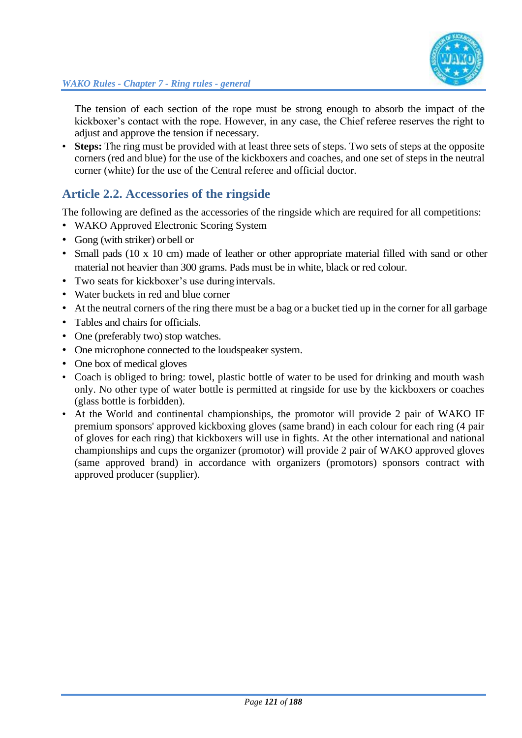The tension of each section of the rope must be strong enough to absorb the impact of the kickboxer's contact with the rope. However, in any case, the Chief referee reserves the right to adjust and approve the tension if necessary.

- **Steps:** The ring must be provided with at least three sets of steps. Two sets of steps at the opposite corners (red and blue) for the use of the kickboxers and coaches, and one set of steps in the neutral corner (white) for the use of the Central referee and official doctor.

## Article 2.2. Accessories of the ringside

The following are defined as the accessories of the ringside which are required for all competitions:

- WAKO Approved Electronic Scoring System
- Gong (with striker) or bell or
- Small pads (10 x 10 cm) made of leather or other appropriate material filled with sand or other material not heavier than 300 grams. Pads must be in white, black or red colour.
- Two seats for kickboxer's use during intervals.
- Water buckets in red and blue corner
- At the neutral corners of the ring there must be a bag or a bucket tied up in the corner for all garbage
- Tables and chairs for officials.
- One (preferably two) stop watches.
- One microphone connected to the loudspeaker system.
- One box of medical gloves
- Coach is obliged to bring: towel, plastic bottle of water to be used for drinking and mouth wash only. No other type of water bottle is permitted at ringside for use by the kickboxers or coaches (glass bottle is forbidden).
- At the World and continental championships, the promotor will provide 2 pair of WAKO IF premium sponsors' approved kickboxing gloves (same brand) in each colour for each ring (4 pair of gloves for each ring) that kickboxers will use in fights. At the other international and national championships and cups the organizer (promotor) will provide 2 pair of WAKO approved gloves (same approved brand) in accordance with organizers (promotors) sponsors contract with approved producer (supplier).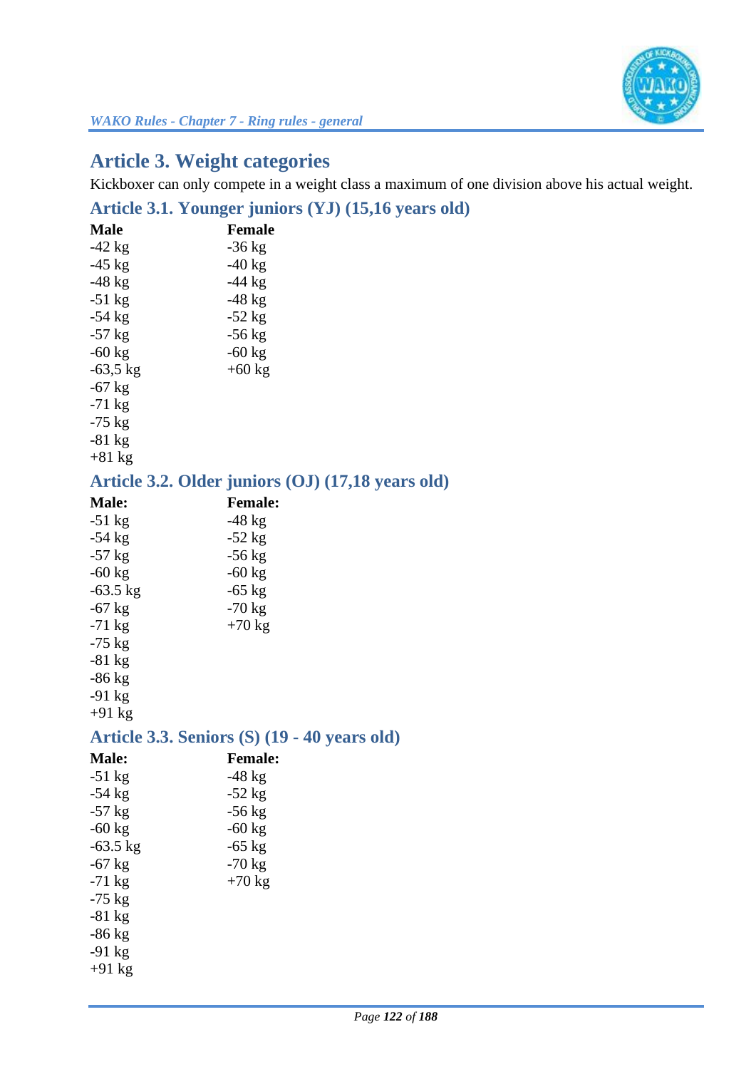## Article 3. Weight categories

Kickboxer can only compete in a weight class a maximum of one division above his actual weight.

### Article 3.1. Younger juniors (YJ) (15,16 years old)

| Male | Female |
|---|---|
| -42 kg | -36 kg |
| -45 kg | -40 kg |
| -48 kg | -44 kg |
| -51 kg | -48 kg |
| -54 kg | -52 kg |
| -57 kg | -56 kg |
| -60 kg | -60 kg |
| -63,5 kg | +60 kg |
| -67 kg | |
| -71 kg | |
| -75 kg | |
| -81 kg | |
| +81 kg | |

### Article 3.2. Older juniors (OJ) (17,18 years old)

| Male: | Female: |
|---|---|
| -51 kg | -48 kg |
| -54 kg | -52 kg |
| -57 kg | -56 kg |
| -60 kg | -60 kg |
| -63.5 kg | -65 kg |
| -67 kg | -70 kg |
| -71 kg | +70 kg |
| -75 kg | |
| -81 kg | |
| -86 kg | |
| -91 kg | |
| +91 kg | |

### Article 3.3. Seniors (S) (19 - 40 years old)

| Male: | Female: |
|---|---|
| -51 kg | -48 kg |
| -54 kg | -52 kg |
| -57 kg | -56 kg |
| -60 kg | -60 kg |
| -63.5 kg | -65 kg |
| -67 kg | -70 kg |
| -71 kg | +70 kg |
| -75 kg | |
| -81 kg | |
| -86 kg | |
| -91 kg | |
| +91 kg | |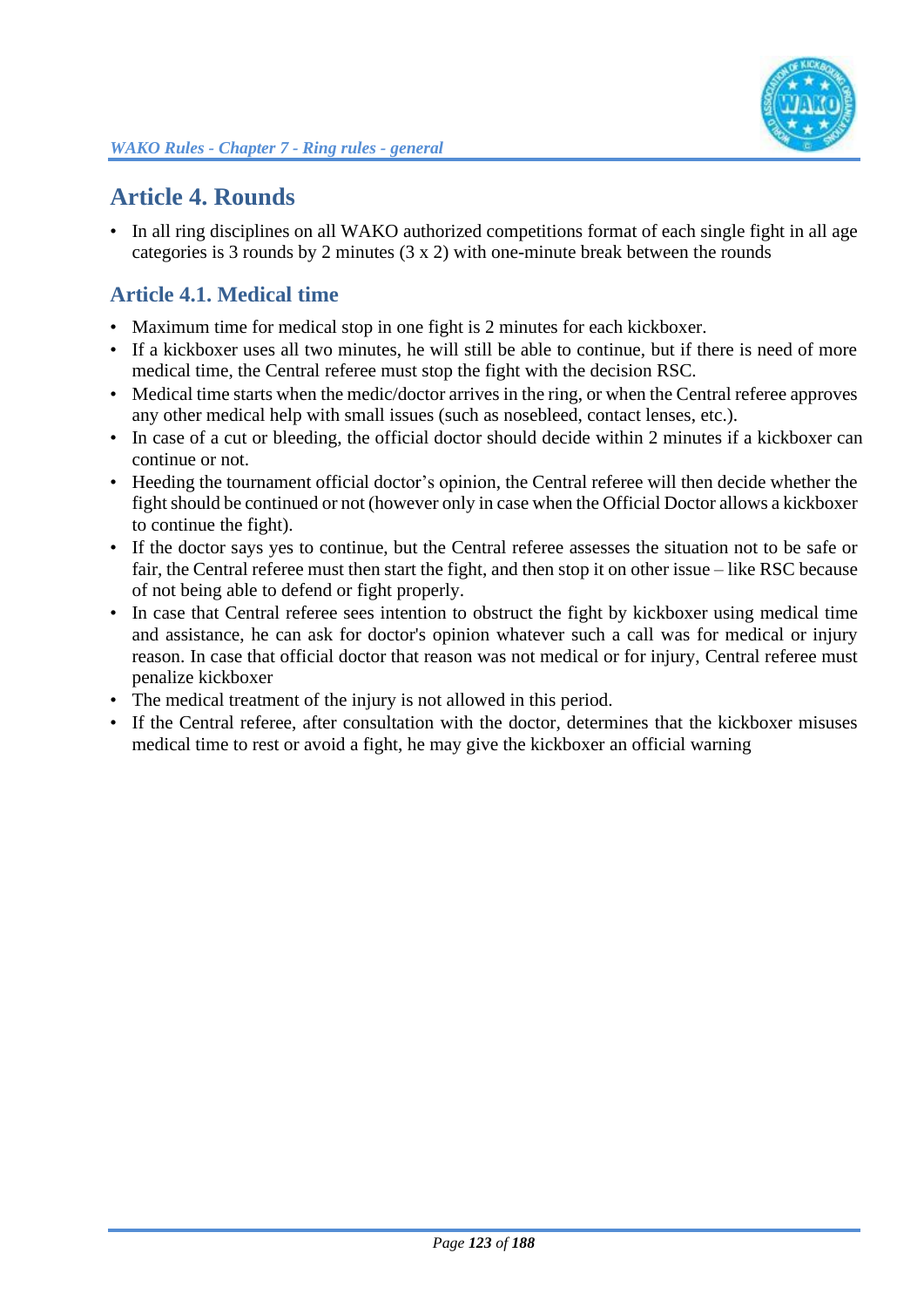## Article 4. Rounds

- In all ring disciplines on all WAKO authorized competitions format of each single fight in all age categories is 3 rounds by 2 minutes (3 x 2) with one-minute break between the rounds

### Article 4.1. Medical time

- Maximum time for medical stop in one fight is 2 minutes for each kickboxer.
- If a kickboxer uses all two minutes, he will still be able to continue, but if there is need of more medical time, the Central referee must stop the fight with the decision RSC.
- Medical time starts when the medic/doctor arrives in the ring, or when the Central referee approves any other medical help with small issues (such as nosebleed, contact lenses, etc.).
- In case of a cut or bleeding, the official doctor should decide within 2 minutes if a kickboxer can continue or not.
- Heeding the tournament official doctor's opinion, the Central referee will then decide whether the fight should be continued or not (however only in case when the Official Doctor allows a kickboxer to continue the fight).
- If the doctor says yes to continue, but the Central referee assesses the situation not to be safe or fair, the Central referee must then start the fight, and then stop it on other issue – like RSC because of not being able to defend or fight properly.
- In case that Central referee sees intention to obstruct the fight by kickboxer using medical time and assistance, he can ask for doctor's opinion whatever such a call was for medical or injury reason. In case that official doctor that reason was not medical or for injury, Central referee must penalize kickboxer
- The medical treatment of the injury is not allowed in this period.
- If the Central referee, after consultation with the doctor, determines that the kickboxer misuses medical time to rest or avoid a fight, he may give the kickboxer an official warning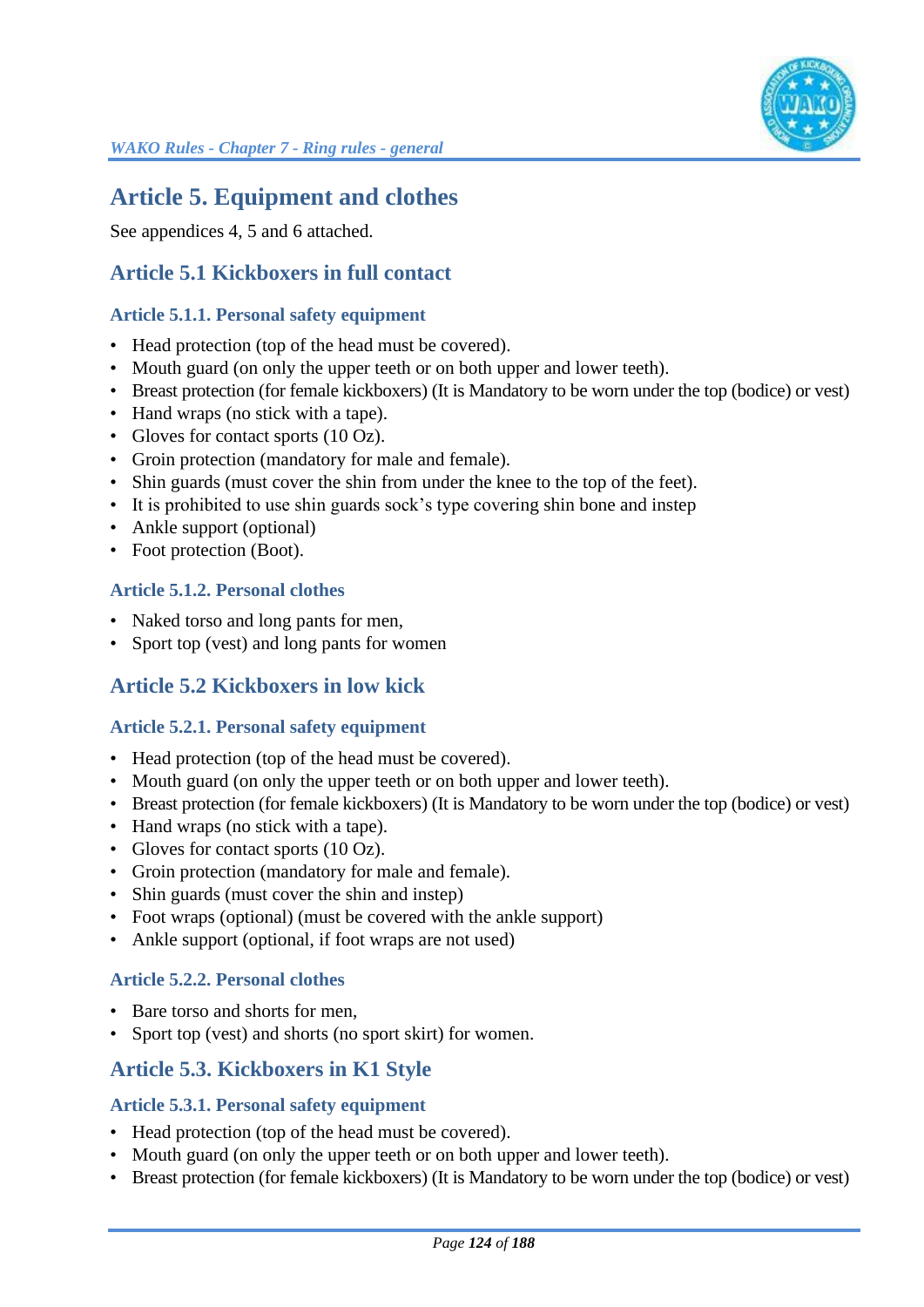# Article 5. Equipment and clothes

See appendices 4, 5 and 6 attached.

## Article 5.1 Kickboxers in full contact

### Article 5.1.1. Personal safety equipment

- Head protection (top of the head must be covered).
- Mouth guard (on only the upper teeth or on both upper and lower teeth).
- Breast protection (for female kickboxers) (It is Mandatory to be worn under the top (bodice) or vest)
- Hand wraps (no stick with a tape).
- Gloves for contact sports (10 Oz).
- Groin protection (mandatory for male and female).
- Shin guards (must cover the shin from under the knee to the top of the feet).
- It is prohibited to use shin guards sock's type covering shin bone and instep
- Ankle support (optional)
- Foot protection (Boot).

### Article 5.1.2. Personal clothes

- Naked torso and long pants for men,
- Sport top (vest) and long pants for women

## Article 5.2 Kickboxers in low kick

### Article 5.2.1. Personal safety equipment

- Head protection (top of the head must be covered).
- Mouth guard (on only the upper teeth or on both upper and lower teeth).
- Breast protection (for female kickboxers) (It is Mandatory to be worn under the top (bodice) or vest)
- Hand wraps (no stick with a tape).
- Gloves for contact sports (10 Oz).
- Groin protection (mandatory for male and female).
- Shin guards (must cover the shin and instep)
- Foot wraps (optional) (must be covered with the ankle support)
- Ankle support (optional, if foot wraps are not used)

### Article 5.2.2. Personal clothes

- Bare torso and shorts for men,
- Sport top (vest) and shorts (no sport skirt) for women.

## Article 5.3. Kickboxers in K1 Style

### Article 5.3.1. Personal safety equipment

- Head protection (top of the head must be covered).
- Mouth guard (on only the upper teeth or on both upper and lower teeth).
- Breast protection (for female kickboxers) (It is Mandatory to be worn under the top (bodice) or vest)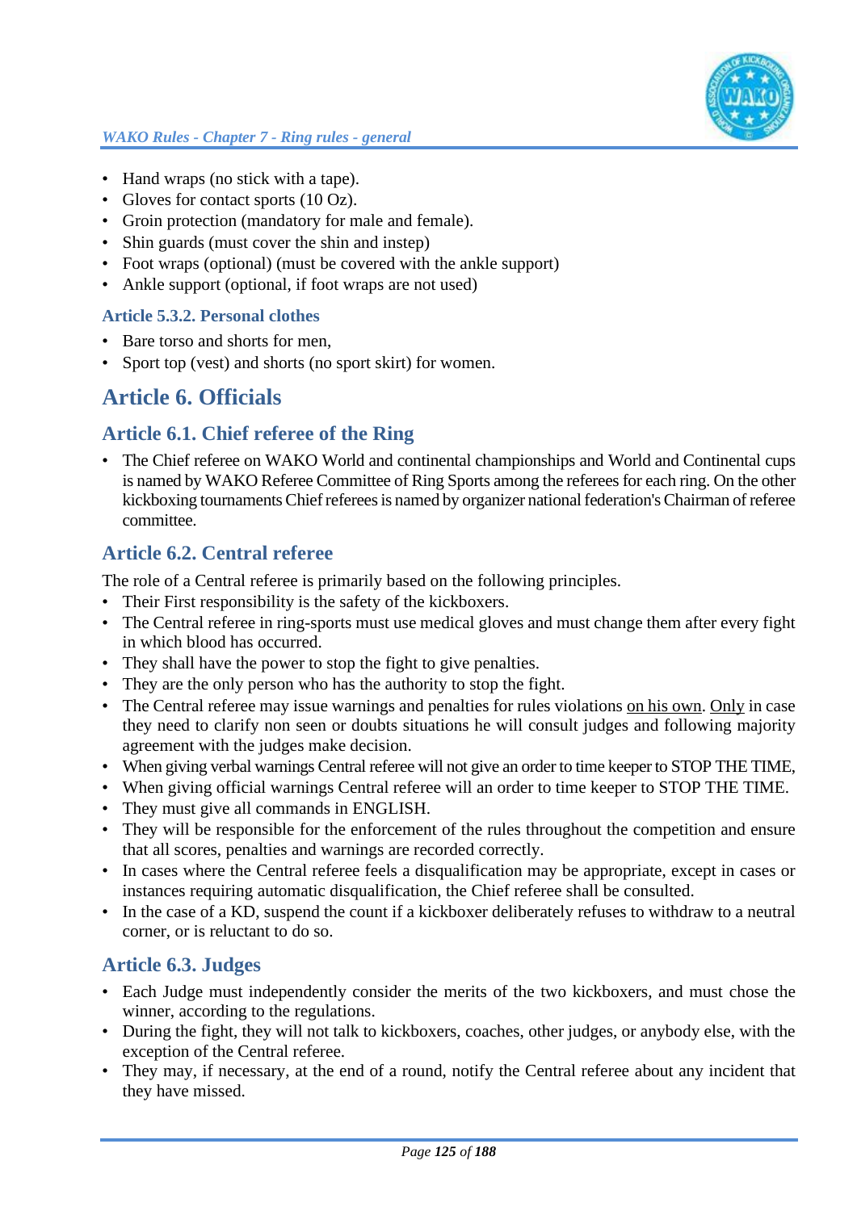- Hand wraps (no stick with a tape).
- Gloves for contact sports (10 Oz).
- Groin protection (mandatory for male and female).
- Shin guards (must cover the shin and instep)
- Foot wraps (optional) (must be covered with the ankle support)
- Ankle support (optional, if foot wraps are not used)

### Article 5.3.2. Personal clothes

- Bare torso and shorts for men,
- Sport top (vest) and shorts (no sport skirt) for women.

# Article 6. Officials

## Article 6.1. Chief referee of the Ring

- The Chief referee on WAKO World and continental championships and World and Continental cups is named by WAKO Referee Committee of Ring Sports among the referees for each ring. On the other kickboxing tournaments Chief referees is named by organizer national federation's Chairman of referee committee.

## Article 6.2. Central referee

The role of a Central referee is primarily based on the following principles.

- Their First responsibility is the safety of the kickboxers.
- The Central referee in ring-sports must use medical gloves and must change them after every fight in which blood has occurred.
- They shall have the power to stop the fight to give penalties.
- They are the only person who has the authority to stop the fight.
- The Central referee may issue warnings and penalties for rules violations <u>on his own</u>. <u>Only</u> in case they need to clarify non seen or doubts situations he will consult judges and following majority agreement with the judges make decision.
- When giving verbal warnings Central referee will not give an order to time keeper to STOP THE TIME,
- When giving official warnings Central referee will an order to time keeper to STOP THE TIME.
- They must give all commands in ENGLISH.
- They will be responsible for the enforcement of the rules throughout the competition and ensure that all scores, penalties and warnings are recorded correctly.
- In cases where the Central referee feels a disqualification may be appropriate, except in cases or instances requiring automatic disqualification, the Chief referee shall be consulted.
- In the case of a KD, suspend the count if a kickboxer deliberately refuses to withdraw to a neutral corner, or is reluctant to do so.

## Article 6.3. Judges

- Each Judge must independently consider the merits of the two kickboxers, and must chose the winner, according to the regulations.
- During the fight, they will not talk to kickboxers, coaches, other judges, or anybody else, with the exception of the Central referee.
- They may, if necessary, at the end of a round, notify the Central referee about any incident that they have missed.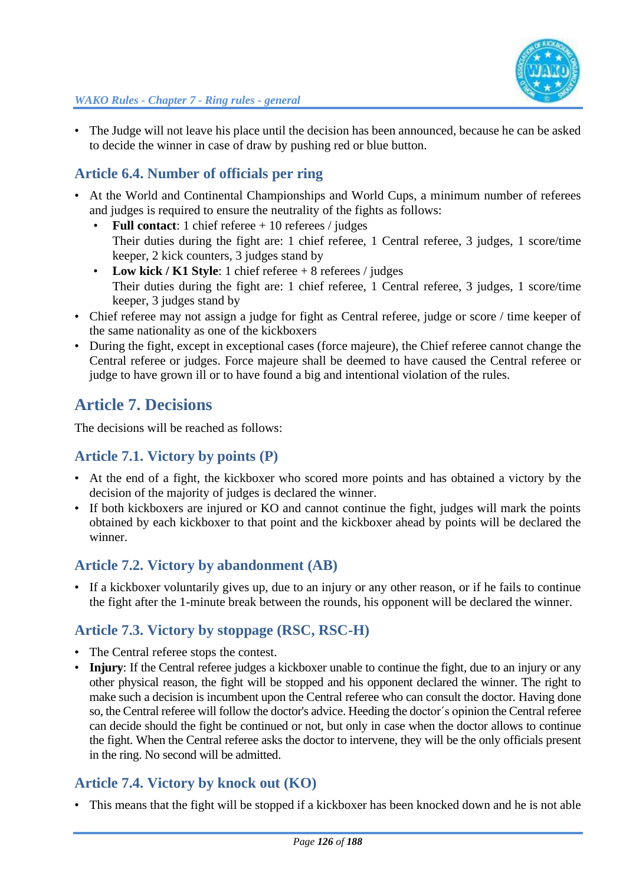- The Judge will not leave his place until the decision has been announced, because he can be asked to decide the winner in case of draw by pushing red or blue button.

### Article 6.4. Number of officials per ring

- At the World and Continental Championships and World Cups, a minimum number of referees and judges is required to ensure the neutrality of the fights as follows:
  - **Full contact**: 1 chief referee + 10 referees / judges
    Their duties during the fight are: 1 chief referee, 1 Central referee, 3 judges, 1 score/time keeper, 2 kick counters, 3 judges stand by
  - **Low kick / K1 Style**: 1 chief referee + 8 referees / judges
    Their duties during the fight are: 1 chief referee, 1 Central referee, 3 judges, 1 score/time keeper, 3 judges stand by
- Chief referee may not assign a judge for fight as Central referee, judge or score / time keeper of the same nationality as one of the kickboxers
- During the fight, except in exceptional cases (force majeure), the Chief referee cannot change the Central referee or judges. Force majeure shall be deemed to have caused the Central referee or judge to have grown ill or to have found a big and intentional violation of the rules.

## Article 7. Decisions

The decisions will be reached as follows:

### Article 7.1. Victory by points (P)

- At the end of a fight, the kickboxer who scored more points and has obtained a victory by the decision of the majority of judges is declared the winner.
- If both kickboxers are injured or KO and cannot continue the fight, judges will mark the points obtained by each kickboxer to that point and the kickboxer ahead by points will be declared the winner.

### Article 7.2. Victory by abandonment (AB)

- If a kickboxer voluntarily gives up, due to an injury or any other reason, or if he fails to continue the fight after the 1-minute break between the rounds, his opponent will be declared the winner.

### Article 7.3. Victory by stoppage (RSC, RSC-H)

- The Central referee stops the contest.
- **Injury**: If the Central referee judges a kickboxer unable to continue the fight, due to an injury or any other physical reason, the fight will be stopped and his opponent declared the winner. The right to make such a decision is incumbent upon the Central referee who can consult the doctor. Having done so, the Central referee will follow the doctor's advice. Heeding the doctor´s opinion the Central referee can decide should the fight be continued or not, but only in case when the doctor allows to continue the fight. When the Central referee asks the doctor to intervene, they will be the only officials present in the ring. No second will be admitted.

### Article 7.4. Victory by knock out (KO)

- This means that the fight will be stopped if a kickboxer has been knocked down and he is not able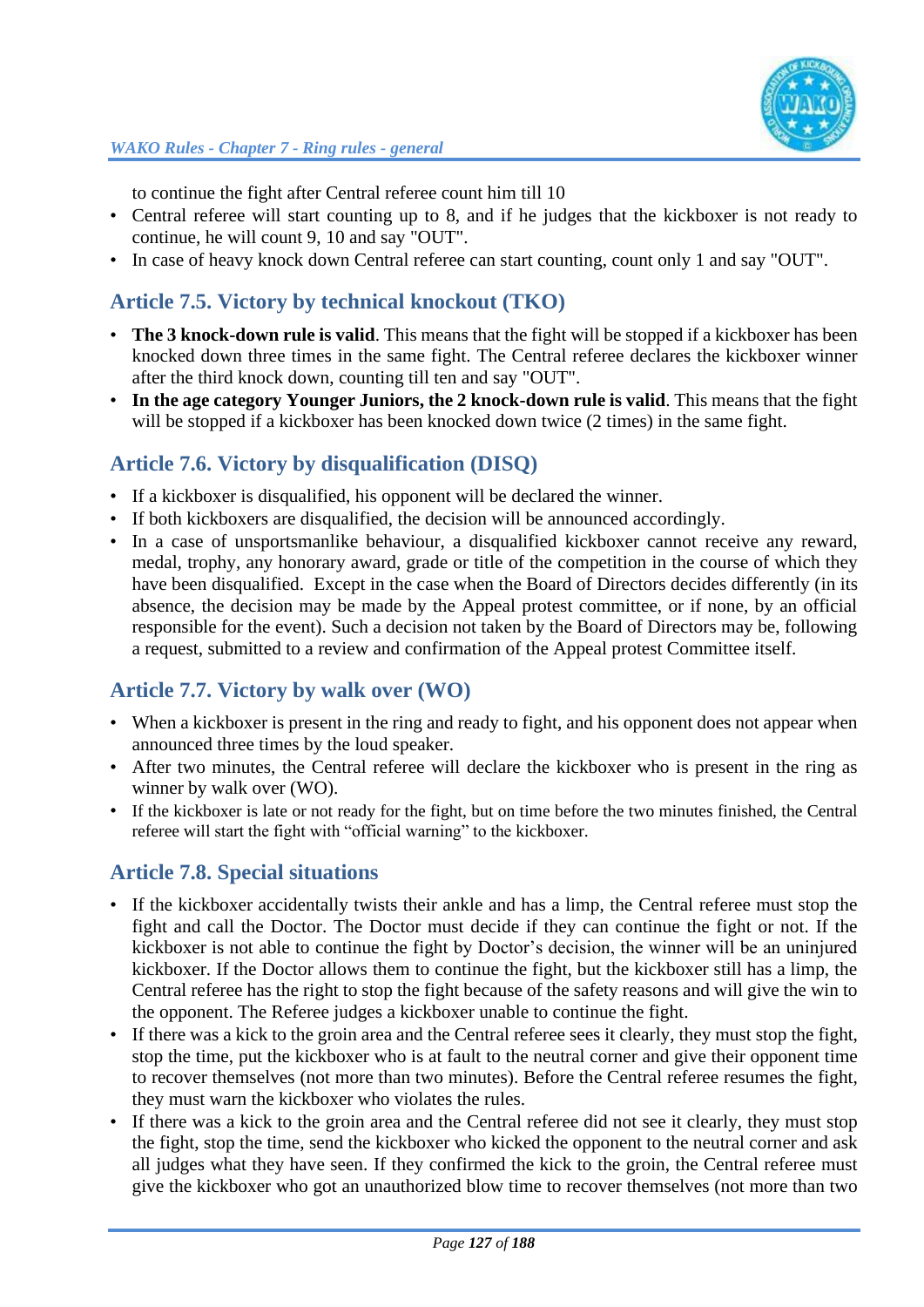to continue the fight after Central referee count him till 10

- Central referee will start counting up to 8, and if he judges that the kickboxer is not ready to continue, he will count 9, 10 and say "OUT".
- In case of heavy knock down Central referee can start counting, count only 1 and say "OUT".

## Article 7.5. Victory by technical knockout (TKO)

- **The 3 knock-down rule is valid**. This means that the fight will be stopped if a kickboxer has been knocked down three times in the same fight. The Central referee declares the kickboxer winner after the third knock down, counting till ten and say "OUT".
- **In the age category Younger Juniors, the 2 knock-down rule is valid**. This means that the fight will be stopped if a kickboxer has been knocked down twice (2 times) in the same fight.

## Article 7.6. Victory by disqualification (DISQ)

- If a kickboxer is disqualified, his opponent will be declared the winner.
- If both kickboxers are disqualified, the decision will be announced accordingly.
- In a case of unsportsmanlike behaviour, a disqualified kickboxer cannot receive any reward, medal, trophy, any honorary award, grade or title of the competition in the course of which they have been disqualified. Except in the case when the Board of Directors decides differently (in its absence, the decision may be made by the Appeal protest committee, or if none, by an official responsible for the event). Such a decision not taken by the Board of Directors may be, following a request, submitted to a review and confirmation of the Appeal protest Committee itself.

## Article 7.7. Victory by walk over (WO)

- When a kickboxer is present in the ring and ready to fight, and his opponent does not appear when announced three times by the loud speaker.
- After two minutes, the Central referee will declare the kickboxer who is present in the ring as winner by walk over (WO).
- If the kickboxer is late or not ready for the fight, but on time before the two minutes finished, the Central referee will start the fight with "official warning" to the kickboxer.

## Article 7.8. Special situations

- If the kickboxer accidentally twists their ankle and has a limp, the Central referee must stop the fight and call the Doctor. The Doctor must decide if they can continue the fight or not. If the kickboxer is not able to continue the fight by Doctor's decision, the winner will be an uninjured kickboxer. If the Doctor allows them to continue the fight, but the kickboxer still has a limp, the Central referee has the right to stop the fight because of the safety reasons and will give the win to the opponent. The Referee judges a kickboxer unable to continue the fight.
- If there was a kick to the groin area and the Central referee sees it clearly, they must stop the fight, stop the time, put the kickboxer who is at fault to the neutral corner and give their opponent time to recover themselves (not more than two minutes). Before the Central referee resumes the fight, they must warn the kickboxer who violates the rules.
- If there was a kick to the groin area and the Central referee did not see it clearly, they must stop the fight, stop the time, send the kickboxer who kicked the opponent to the neutral corner and ask all judges what they have seen. If they confirmed the kick to the groin, the Central referee must give the kickboxer who got an unauthorized blow time to recover themselves (not more than two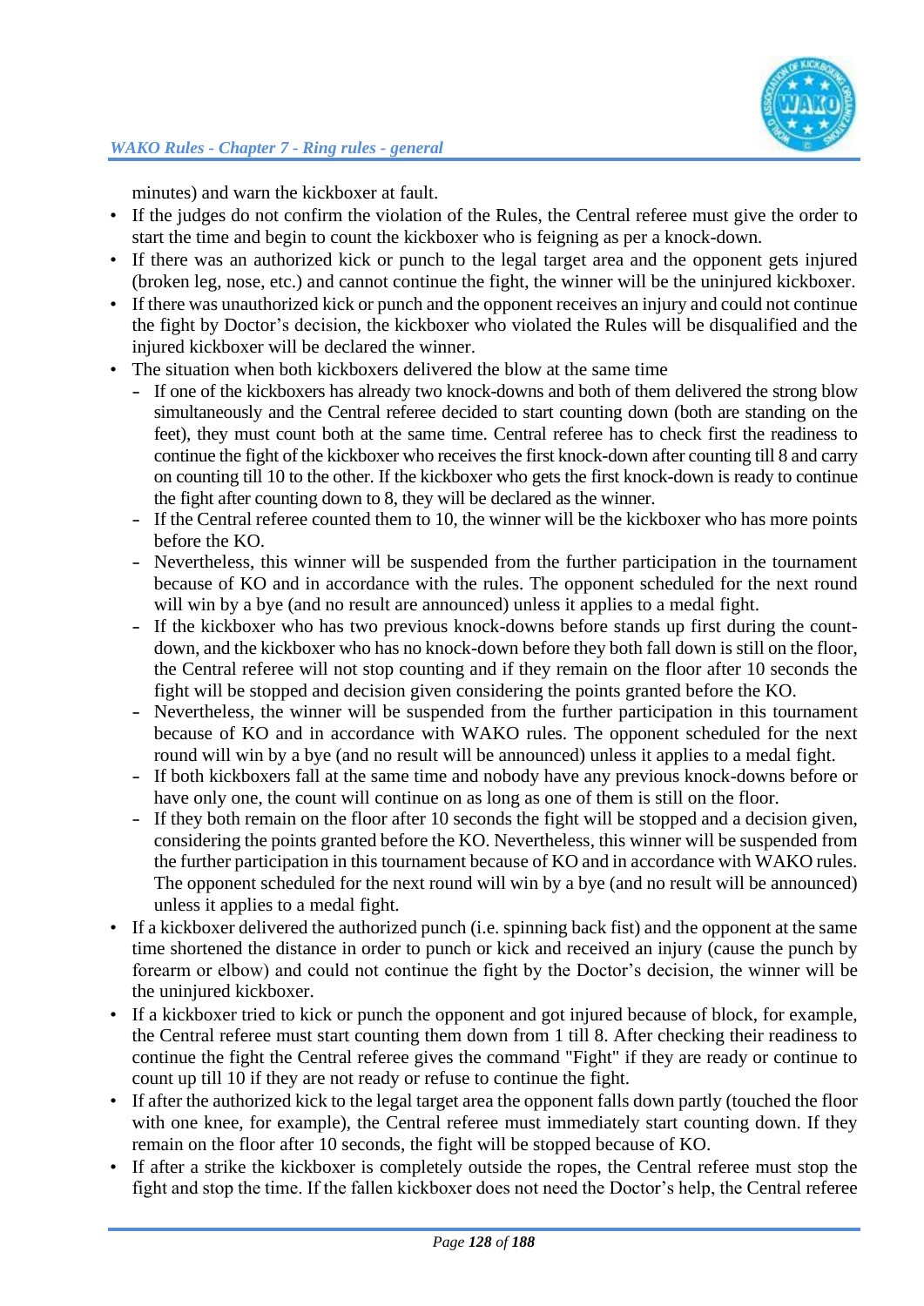minutes) and warn the kickboxer at fault.

- If the judges do not confirm the violation of the Rules, the Central referee must give the order to start the time and begin to count the kickboxer who is feigning as per a knock-down.
- If there was an authorized kick or punch to the legal target area and the opponent gets injured (broken leg, nose, etc.) and cannot continue the fight, the winner will be the uninjured kickboxer.
- If there was unauthorized kick or punch and the opponent receives an injury and could not continue the fight by Doctor's decision, the kickboxer who violated the Rules will be disqualified and the injured kickboxer will be declared the winner.
- The situation when both kickboxers delivered the blow at the same time
  - If one of the kickboxers has already two knock-downs and both of them delivered the strong blow simultaneously and the Central referee decided to start counting down (both are standing on the feet), they must count both at the same time. Central referee has to check first the readiness to continue the fight of the kickboxer who receives the first knock-down after counting till 8 and carry on counting till 10 to the other. If the kickboxer who gets the first knock-down is ready to continue the fight after counting down to 8, they will be declared as the winner.
  - If the Central referee counted them to 10, the winner will be the kickboxer who has more points before the KO.
  - Nevertheless, this winner will be suspended from the further participation in the tournament because of KO and in accordance with the rules. The opponent scheduled for the next round will win by a bye (and no result are announced) unless it applies to a medal fight.
  - If the kickboxer who has two previous knock-downs before stands up first during the count-down, and the kickboxer who has no knock-down before they both fall down is still on the floor, the Central referee will not stop counting and if they remain on the floor after 10 seconds the fight will be stopped and decision given considering the points granted before the KO.
  - Nevertheless, the winner will be suspended from the further participation in this tournament because of KO and in accordance with WAKO rules. The opponent scheduled for the next round will win by a bye (and no result will be announced) unless it applies to a medal fight.
  - If both kickboxers fall at the same time and nobody have any previous knock-downs before or have only one, the count will continue on as long as one of them is still on the floor.
  - If they both remain on the floor after 10 seconds the fight will be stopped and a decision given, considering the points granted before the KO. Nevertheless, this winner will be suspended from the further participation in this tournament because of KO and in accordance with WAKO rules. The opponent scheduled for the next round will win by a bye (and no result will be announced) unless it applies to a medal fight.
- If a kickboxer delivered the authorized punch (i.e. spinning back fist) and the opponent at the same time shortened the distance in order to punch or kick and received an injury (cause the punch by forearm or elbow) and could not continue the fight by the Doctor's decision, the winner will be the uninjured kickboxer.
- If a kickboxer tried to kick or punch the opponent and got injured because of block, for example, the Central referee must start counting them down from 1 till 8. After checking their readiness to continue the fight the Central referee gives the command "Fight" if they are ready or continue to count up till 10 if they are not ready or refuse to continue the fight.
- If after the authorized kick to the legal target area the opponent falls down partly (touched the floor with one knee, for example), the Central referee must immediately start counting down. If they remain on the floor after 10 seconds, the fight will be stopped because of KO.
- If after a strike the kickboxer is completely outside the ropes, the Central referee must stop the fight and stop the time. If the fallen kickboxer does not need the Doctor's help, the Central referee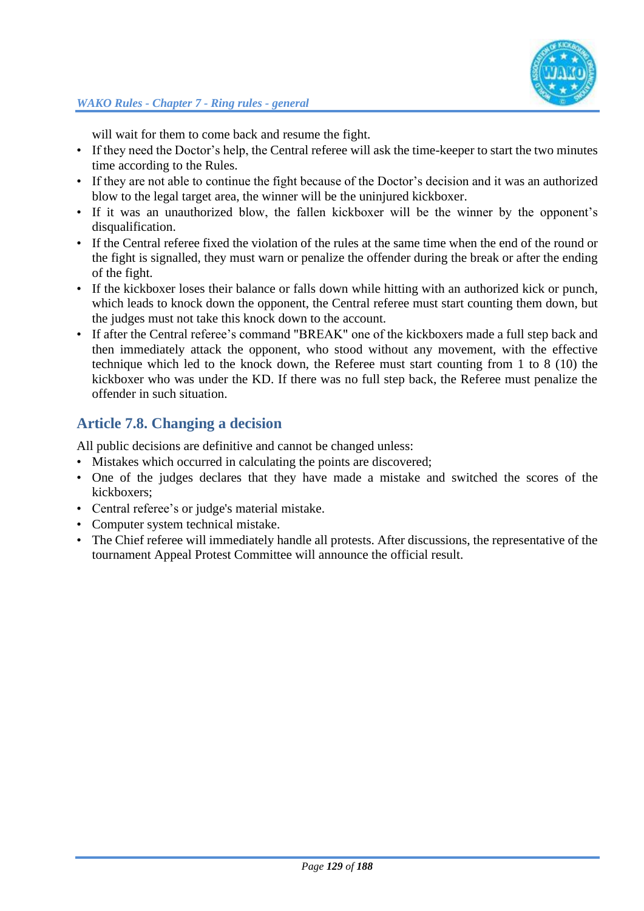will wait for them to come back and resume the fight.

- If they need the Doctor's help, the Central referee will ask the time-keeper to start the two minutes time according to the Rules.
- If they are not able to continue the fight because of the Doctor's decision and it was an authorized blow to the legal target area, the winner will be the uninjured kickboxer.
- If it was an unauthorized blow, the fallen kickboxer will be the winner by the opponent's disqualification.
- If the Central referee fixed the violation of the rules at the same time when the end of the round or the fight is signalled, they must warn or penalize the offender during the break or after the ending of the fight.
- If the kickboxer loses their balance or falls down while hitting with an authorized kick or punch, which leads to knock down the opponent, the Central referee must start counting them down, but the judges must not take this knock down to the account.
- If after the Central referee's command "BREAK" one of the kickboxers made a full step back and then immediately attack the opponent, who stood without any movement, with the effective technique which led to the knock down, the Referee must start counting from 1 to 8 (10) the kickboxer who was under the KD. If there was no full step back, the Referee must penalize the offender in such situation.

## Article 7.8. Changing a decision

All public decisions are definitive and cannot be changed unless:

- Mistakes which occurred in calculating the points are discovered;
- One of the judges declares that they have made a mistake and switched the scores of the kickboxers;
- Central referee's or judge's material mistake.
- Computer system technical mistake.
- The Chief referee will immediately handle all protests. After discussions, the representative of the tournament Appeal Protest Committee will announce the official result.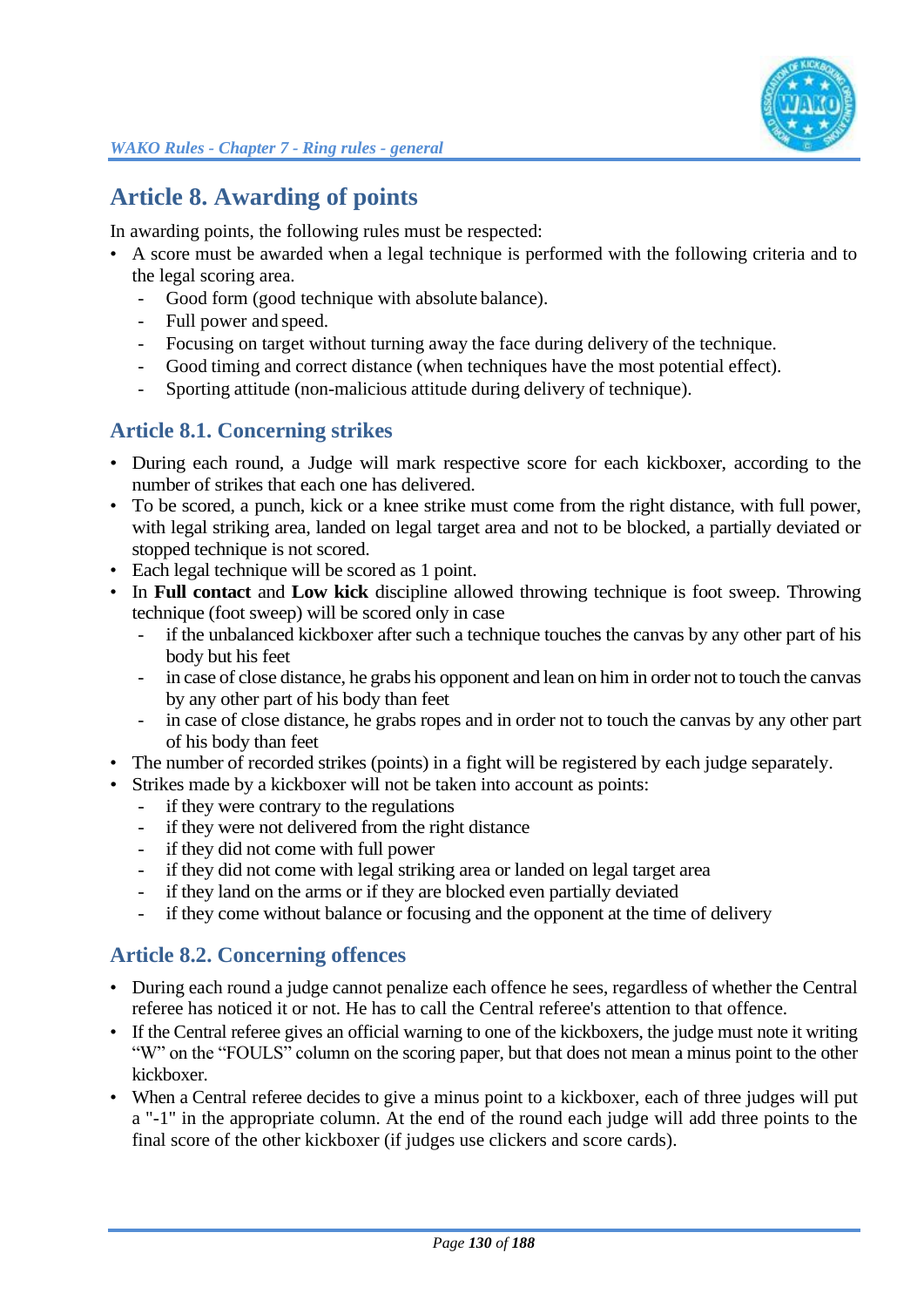## Article 8. Awarding of points

In awarding points, the following rules must be respected:

- A score must be awarded when a legal technique is performed with the following criteria and to the legal scoring area.
  - Good form (good technique with absolute balance).
  - Full power and speed.
  - Focusing on target without turning away the face during delivery of the technique.
  - Good timing and correct distance (when techniques have the most potential effect).
  - Sporting attitude (non-malicious attitude during delivery of technique).

### Article 8.1. Concerning strikes

- During each round, a Judge will mark respective score for each kickboxer, according to the number of strikes that each one has delivered.
- To be scored, a punch, kick or a knee strike must come from the right distance, with full power, with legal striking area, landed on legal target area and not to be blocked, a partially deviated or stopped technique is not scored.
- Each legal technique will be scored as 1 point.
- In **Full contact** and **Low kick** discipline allowed throwing technique is foot sweep. Throwing technique (foot sweep) will be scored only in case
  - if the unbalanced kickboxer after such a technique touches the canvas by any other part of his body but his feet
  - in case of close distance, he grabs his opponent and lean on him in order not to touch the canvas by any other part of his body than feet
  - in case of close distance, he grabs ropes and in order not to touch the canvas by any other part of his body than feet
- The number of recorded strikes (points) in a fight will be registered by each judge separately.
- Strikes made by a kickboxer will not be taken into account as points:
  - if they were contrary to the regulations
  - if they were not delivered from the right distance
  - if they did not come with full power
  - if they did not come with legal striking area or landed on legal target area
  - if they land on the arms or if they are blocked even partially deviated
  - if they come without balance or focusing and the opponent at the time of delivery

### Article 8.2. Concerning offences

- During each round a judge cannot penalize each offence he sees, regardless of whether the Central referee has noticed it or not. He has to call the Central referee's attention to that offence.
- If the Central referee gives an official warning to one of the kickboxers, the judge must note it writing "W" on the "FOULS" column on the scoring paper, but that does not mean a minus point to the other kickboxer.
- When a Central referee decides to give a minus point to a kickboxer, each of three judges will put a "-1" in the appropriate column. At the end of the round each judge will add three points to the final score of the other kickboxer (if judges use clickers and score cards).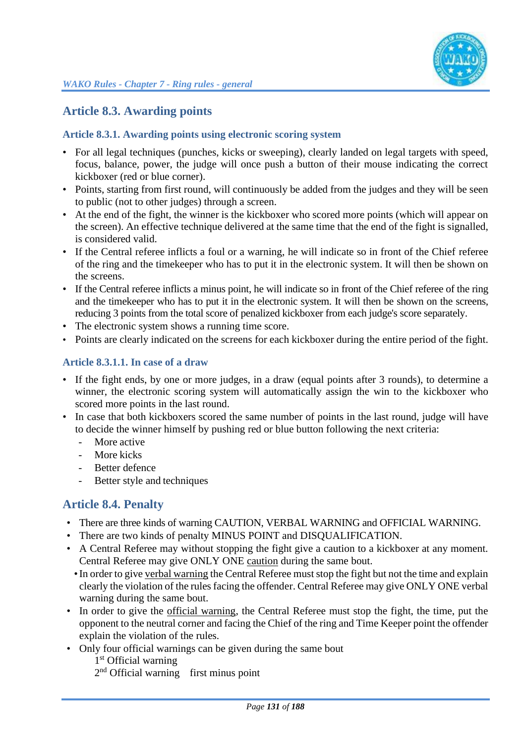## Article 8.3. Awarding points

### Article 8.3.1. Awarding points using electronic scoring system

- For all legal techniques (punches, kicks or sweeping), clearly landed on legal targets with speed, focus, balance, power, the judge will once push a button of their mouse indicating the correct kickboxer (red or blue corner).
- Points, starting from first round, will continuously be added from the judges and they will be seen to public (not to other judges) through a screen.
- At the end of the fight, the winner is the kickboxer who scored more points (which will appear on the screen). An effective technique delivered at the same time that the end of the fight is signalled, is considered valid.
- If the Central referee inflicts a foul or a warning, he will indicate so in front of the Chief referee of the ring and the timekeeper who has to put it in the electronic system. It will then be shown on the screens.
- If the Central referee inflicts a minus point, he will indicate so in front of the Chief referee of the ring and the timekeeper who has to put it in the electronic system. It will then be shown on the screens, reducing 3 points from the total score of penalized kickboxer from each judge's score separately.
- The electronic system shows a running time score.
- Points are clearly indicated on the screens for each kickboxer during the entire period of the fight.

#### Article 8.3.1.1. In case of a draw

- If the fight ends, by one or more judges, in a draw (equal points after 3 rounds), to determine a winner, the electronic scoring system will automatically assign the win to the kickboxer who scored more points in the last round.
- In case that both kickboxers scored the same number of points in the last round, judge will have to decide the winner himself by pushing red or blue button following the next criteria:
  - More active
  - More kicks
  - Better defence
  - Better style and techniques

## Article 8.4. Penalty

- There are three kinds of warning CAUTION, VERBAL WARNING and OFFICIAL WARNING.
- There are two kinds of penalty MINUS POINT and DISQUALIFICATION.
- A Central Referee may without stopping the fight give a caution to a kickboxer at any moment. Central Referee may give ONLY ONE caution during the same bout.
- In order to give verbal warning the Central Referee must stop the fight but not the time and explain clearly the violation of the rules facing the offender. Central Referee may give ONLY ONE verbal warning during the same bout.
- In order to give the official warning, the Central Referee must stop the fight, the time, put the opponent to the neutral corner and facing the Chief of the ring and Time Keeper point the offender explain the violation of the rules.
- Only four official warnings can be given during the same bout

  1st Official warning

  2nd Official warning    first minus point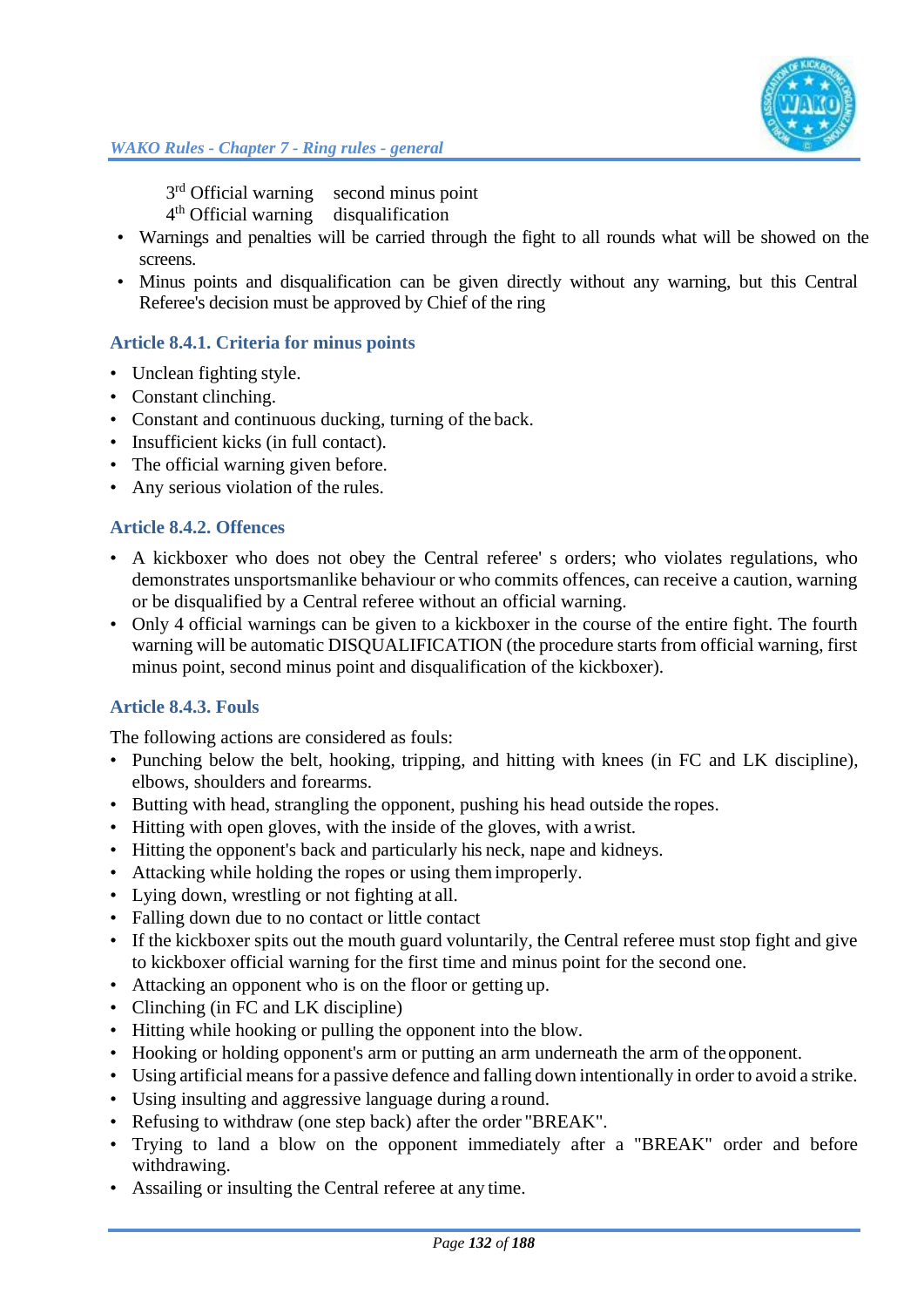3rd Official warning second minus point
4th Official warning disqualification

- Warnings and penalties will be carried through the fight to all rounds what will be showed on the screens.
- Minus points and disqualification can be given directly without any warning, but this Central Referee's decision must be approved by Chief of the ring

### Article 8.4.1. Criteria for minus points

- Unclean fighting style.
- Constant clinching.
- Constant and continuous ducking, turning of the back.
- Insufficient kicks (in full contact).
- The official warning given before.
- Any serious violation of the rules.

### Article 8.4.2. Offences

- A kickboxer who does not obey the Central referee' s orders; who violates regulations, who demonstrates unsportsmanlike behaviour or who commits offences, can receive a caution, warning or be disqualified by a Central referee without an official warning.
- Only 4 official warnings can be given to a kickboxer in the course of the entire fight. The fourth warning will be automatic DISQUALIFICATION (the procedure starts from official warning, first minus point, second minus point and disqualification of the kickboxer).

### Article 8.4.3. Fouls

The following actions are considered as fouls:

- Punching below the belt, hooking, tripping, and hitting with knees (in FC and LK discipline), elbows, shoulders and forearms.
- Butting with head, strangling the opponent, pushing his head outside the ropes.
- Hitting with open gloves, with the inside of the gloves, with a wrist.
- Hitting the opponent's back and particularly his neck, nape and kidneys.
- Attacking while holding the ropes or using them improperly.
- Lying down, wrestling or not fighting at all.
- Falling down due to no contact or little contact
- If the kickboxer spits out the mouth guard voluntarily, the Central referee must stop fight and give to kickboxer official warning for the first time and minus point for the second one.
- Attacking an opponent who is on the floor or getting up.
- Clinching (in FC and LK discipline)
- Hitting while hooking or pulling the opponent into the blow.
- Hooking or holding opponent's arm or putting an arm underneath the arm of the opponent.
- Using artificial means for a passive defence and falling down intentionally in order to avoid a strike.
- Using insulting and aggressive language during a round.
- Refusing to withdraw (one step back) after the order "BREAK".
- Trying to land a blow on the opponent immediately after a "BREAK" order and before withdrawing.
- Assailing or insulting the Central referee at any time.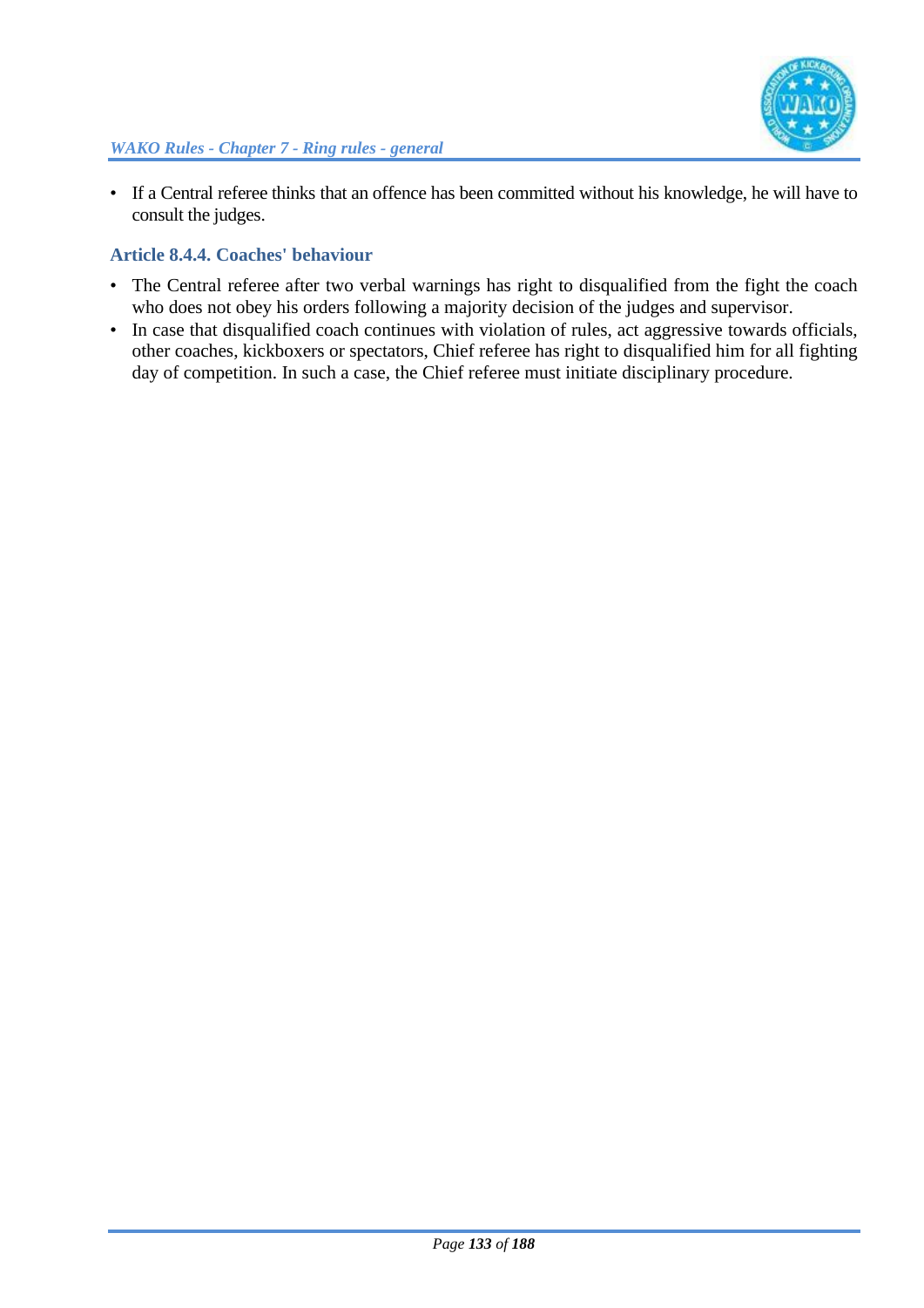- If a Central referee thinks that an offence has been committed without his knowledge, he will have to consult the judges.

### Article 8.4.4. Coaches' behaviour

- The Central referee after two verbal warnings has right to disqualified from the fight the coach who does not obey his orders following a majority decision of the judges and supervisor.
- In case that disqualified coach continues with violation of rules, act aggressive towards officials, other coaches, kickboxers or spectators, Chief referee has right to disqualified him for all fighting day of competition. In such a case, the Chief referee must initiate disciplinary procedure.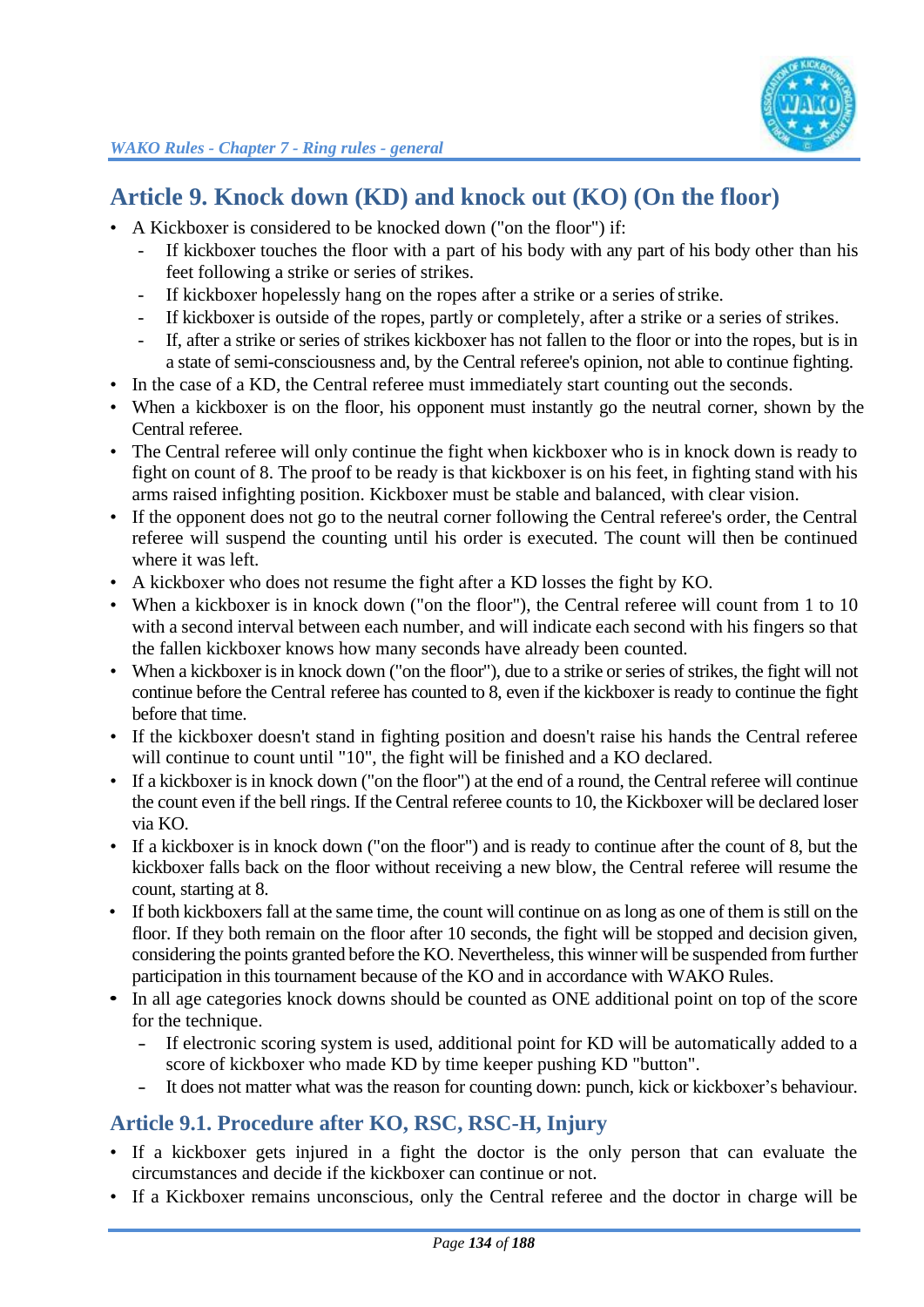## Article 9. Knock down (KD) and knock out (KO) (On the floor)

- A Kickboxer is considered to be knocked down ("on the floor") if:
  - If kickboxer touches the floor with a part of his body with any part of his body other than his feet following a strike or series of strikes.
  - If kickboxer hopelessly hang on the ropes after a strike or a series of strike.
  - If kickboxer is outside of the ropes, partly or completely, after a strike or a series of strikes.
  - If, after a strike or series of strikes kickboxer has not fallen to the floor or into the ropes, but is in a state of semi-consciousness and, by the Central referee's opinion, not able to continue fighting.
- In the case of a KD, the Central referee must immediately start counting out the seconds.
- When a kickboxer is on the floor, his opponent must instantly go the neutral corner, shown by the Central referee.
- The Central referee will only continue the fight when kickboxer who is in knock down is ready to fight on count of 8. The proof to be ready is that kickboxer is on his feet, in fighting stand with his arms raised infighting position. Kickboxer must be stable and balanced, with clear vision.
- If the opponent does not go to the neutral corner following the Central referee's order, the Central referee will suspend the counting until his order is executed. The count will then be continued where it was left.
- A kickboxer who does not resume the fight after a KD losses the fight by KO.
- When a kickboxer is in knock down ("on the floor"), the Central referee will count from 1 to 10 with a second interval between each number, and will indicate each second with his fingers so that the fallen kickboxer knows how many seconds have already been counted.
- When a kickboxer is in knock down ("on the floor"), due to a strike or series of strikes, the fight will not continue before the Central referee has counted to 8, even if the kickboxer is ready to continue the fight before that time.
- If the kickboxer doesn't stand in fighting position and doesn't raise his hands the Central referee will continue to count until "10", the fight will be finished and a KO declared.
- If a kickboxer is in knock down ("on the floor") at the end of a round, the Central referee will continue the count even if the bell rings. If the Central referee counts to 10, the Kickboxer will be declared loser via KO.
- If a kickboxer is in knock down ("on the floor") and is ready to continue after the count of 8, but the kickboxer falls back on the floor without receiving a new blow, the Central referee will resume the count, starting at 8.
- If both kickboxers fall at the same time, the count will continue on as long as one of them is still on the floor. If they both remain on the floor after 10 seconds, the fight will be stopped and decision given, considering the points granted before the KO. Nevertheless, this winner will be suspended from further participation in this tournament because of the KO and in accordance with WAKO Rules.
- In all age categories knock downs should be counted as ONE additional point on top of the score for the technique.
  - If electronic scoring system is used, additional point for KD will be automatically added to a score of kickboxer who made KD by time keeper pushing KD "button".
  - It does not matter what was the reason for counting down: punch, kick or kickboxer's behaviour.

### Article 9.1. Procedure after KO, RSC, RSC-H, Injury

- If a kickboxer gets injured in a fight the doctor is the only person that can evaluate the circumstances and decide if the kickboxer can continue or not.
- If a Kickboxer remains unconscious, only the Central referee and the doctor in charge will be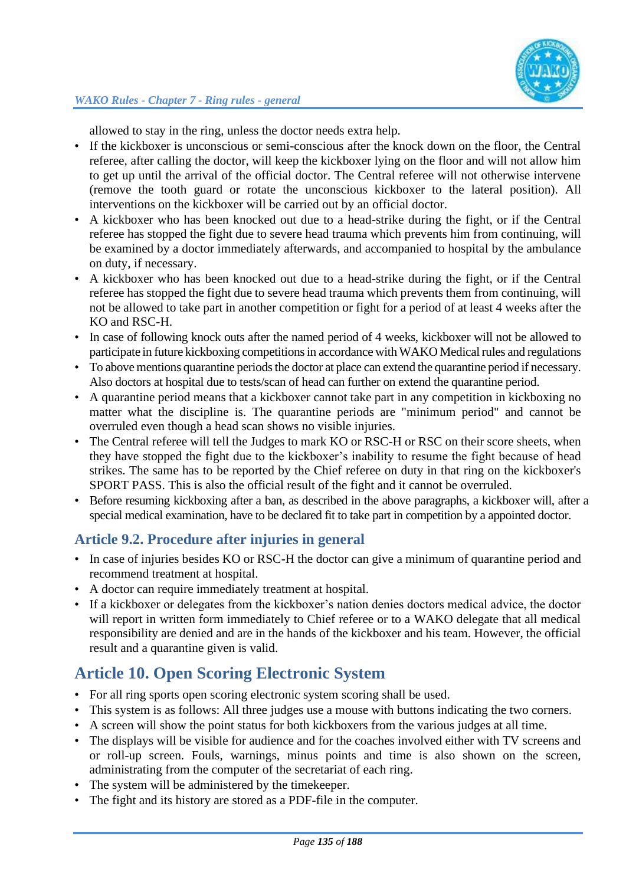allowed to stay in the ring, unless the doctor needs extra help.

- If the kickboxer is unconscious or semi-conscious after the knock down on the floor, the Central referee, after calling the doctor, will keep the kickboxer lying on the floor and will not allow him to get up until the arrival of the official doctor. The Central referee will not otherwise intervene (remove the tooth guard or rotate the unconscious kickboxer to the lateral position). All interventions on the kickboxer will be carried out by an official doctor.
- A kickboxer who has been knocked out due to a head-strike during the fight, or if the Central referee has stopped the fight due to severe head trauma which prevents him from continuing, will be examined by a doctor immediately afterwards, and accompanied to hospital by the ambulance on duty, if necessary.
- A kickboxer who has been knocked out due to a head-strike during the fight, or if the Central referee has stopped the fight due to severe head trauma which prevents them from continuing, will not be allowed to take part in another competition or fight for a period of at least 4 weeks after the KO and RSC-H.
- In case of following knock outs after the named period of 4 weeks, kickboxer will not be allowed to participate in future kickboxing competitions in accordance with WAKO Medical rules and regulations
- To above mentions quarantine periods the doctor at place can extend the quarantine period if necessary. Also doctors at hospital due to tests/scan of head can further on extend the quarantine period.
- A quarantine period means that a kickboxer cannot take part in any competition in kickboxing no matter what the discipline is. The quarantine periods are "minimum period" and cannot be overruled even though a head scan shows no visible injuries.
- The Central referee will tell the Judges to mark KO or RSC-H or RSC on their score sheets, when they have stopped the fight due to the kickboxer's inability to resume the fight because of head strikes. The same has to be reported by the Chief referee on duty in that ring on the kickboxer's SPORT PASS. This is also the official result of the fight and it cannot be overruled.
- Before resuming kickboxing after a ban, as described in the above paragraphs, a kickboxer will, after a special medical examination, have to be declared fit to take part in competition by a appointed doctor.

### Article 9.2. Procedure after injuries in general

- In case of injuries besides KO or RSC-H the doctor can give a minimum of quarantine period and recommend treatment at hospital.
- A doctor can require immediately treatment at hospital.
- If a kickboxer or delegates from the kickboxer's nation denies doctors medical advice, the doctor will report in written form immediately to Chief referee or to a WAKO delegate that all medical responsibility are denied and are in the hands of the kickboxer and his team. However, the official result and a quarantine given is valid.

## Article 10. Open Scoring Electronic System

- For all ring sports open scoring electronic system scoring shall be used.
- This system is as follows: All three judges use a mouse with buttons indicating the two corners.
- A screen will show the point status for both kickboxers from the various judges at all time.
- The displays will be visible for audience and for the coaches involved either with TV screens and or roll-up screen. Fouls, warnings, minus points and time is also shown on the screen, administrating from the computer of the secretariat of each ring.
- The system will be administered by the timekeeper.
- The fight and its history are stored as a PDF-file in the computer.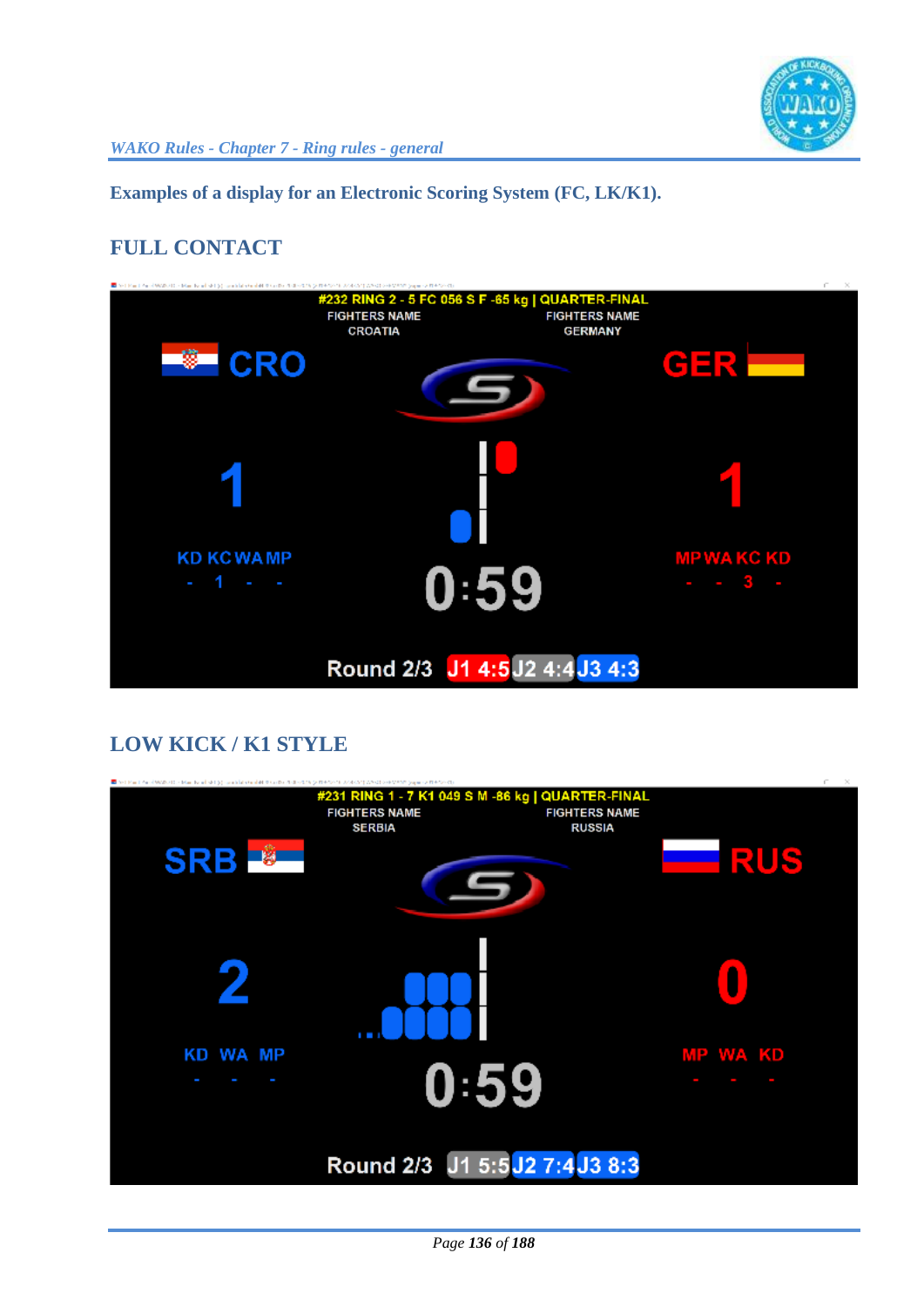Examples of a display for an Electronic Scoring System (FC, LK/K1).

## FULL CONTACT

#232 RING 2 - 5 FC 056 S F -65 kg | QUARTER-FINAL

FIGHTERS NAME
CROATIA

FIGHTERS NAME
GERMANY

CRO

GER

1

1

KD KC WA MP
- 1 - -

MP WA KC KD
- - 3 -

0:59

Round 2/3 J1 4:5 J2 4:4 J3 4:3

## LOW KICK / K1 STYLE

#231 RING 1 - 7 K1 049 S M -86 kg | QUARTER-FINAL

FIGHTERS NAME
SERBIA

FIGHTERS NAME
RUSSIA

SRB

RUS

2

0

KD WA MP
- - -

MP WA KD
- - -

0:59

Round 2/3 J1 5:5 J2 7:4 J3 8:3